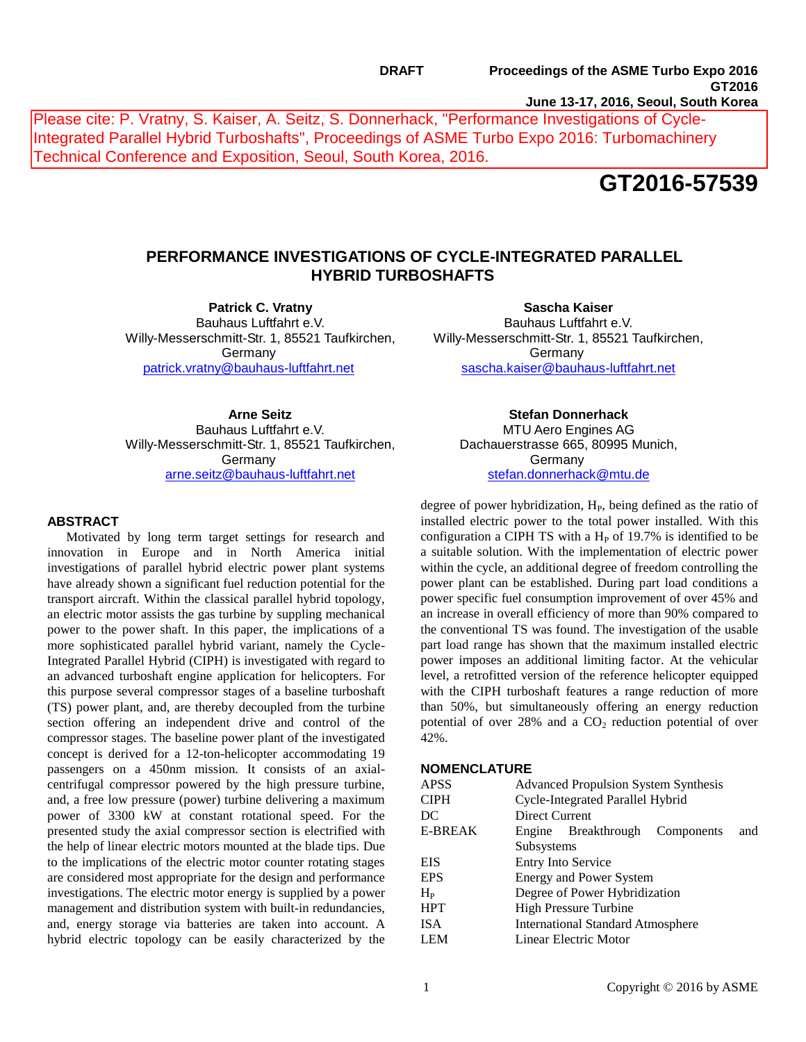DRAFT

**Proceedings of the ASME Turbo Expo 2016**
**GT2016**
**June 13-17, 2016, Seoul, South Korea**

Please cite: P. Vratny, S. Kaiser, A. Seitz, S. Donnerhack, "Performance Investigations of Cycle-Integrated Parallel Hybrid Turboshafts", Proceedings of ASME Turbo Expo 2016: Turbomachinery Technical Conference and Exposition, Seoul, South Korea, 2016.

# GT2016-57539

## PERFORMANCE INVESTIGATIONS OF CYCLE-INTEGRATED PARALLEL HYBRID TURBOSHAFTS

**Patrick C. Vratny**
Bauhaus Luftfahrt e.V.
Willy-Messerschmitt-Str. 1, 85521 Taufkirchen, Germany
patrick.vratny@bauhaus-luftfahrt.net

**Sascha Kaiser**
Bauhaus Luftfahrt e.V.
Willy-Messerschmitt-Str. 1, 85521 Taufkirchen, Germany
sascha.kaiser@bauhaus-luftfahrt.net

**Arne Seitz**
Bauhaus Luftfahrt e.V.
Willy-Messerschmitt-Str. 1, 85521 Taufkirchen, Germany
arne.seitz@bauhaus-luftfahrt.net

**Stefan Donnerhack**
MTU Aero Engines AG
Dachauerstrasse 665, 80995 Munich, Germany
stefan.donnerhack@mtu.de

## ABSTRACT

Motivated by long term target settings for research and innovation in Europe and in North America initial investigations of parallel hybrid electric power plant systems have already shown a significant fuel reduction potential for the transport aircraft. Within the classical parallel hybrid topology, an electric motor assists the gas turbine by suppling mechanical power to the power shaft. In this paper, the implications of a more sophisticated parallel hybrid variant, namely the Cycle-Integrated Parallel Hybrid (CIPH) is investigated with regard to an advanced turboshaft engine application for helicopters. For this purpose several compressor stages of a baseline turboshaft (TS) power plant, and, are thereby decoupled from the turbine section offering an independent drive and control of the compressor stages. The baseline power plant of the investigated concept is derived for a 12-ton-helicopter accommodating 19 passengers on a 450nm mission. It consists of an axial-centrifugal compressor powered by the high pressure turbine, and, a free low pressure (power) turbine delivering a maximum power of 3300 kW at constant rotational speed. For the presented study the axial compressor section is electrified with the help of linear electric motors mounted at the blade tips. Due to the implications of the electric motor counter rotating stages are considered most appropriate for the design and performance investigations. The electric motor energy is supplied by a power management and distribution system with built-in redundancies, and, energy storage via batteries are taken into account. A hybrid electric topology can be easily characterized by the degree of power hybridization, $H_P$, being defined as the ratio of installed electric power to the total power installed. With this configuration a CIPH TS with a $H_P$ of 19.7% is identified to be a suitable solution. With the implementation of electric power within the cycle, an additional degree of freedom controlling the power plant can be established. During part load conditions a power specific fuel consumption improvement of over 45% and an increase in overall efficiency of more than 90% compared to the conventional TS was found. The investigation of the usable part load range has shown that the maximum installed electric power imposes an additional limiting factor. At the vehicular level, a retrofitted version of the reference helicopter equipped with the CIPH turboshaft features a range reduction of more than 50%, but simultaneously offering an energy reduction potential of over 28% and a $CO_2$ reduction potential of over 42%.

## NOMENCLATURE

| | |
|---|---|
| APSS | Advanced Propulsion System Synthesis |
| CIPH | Cycle-Integrated Parallel Hybrid |
| DC | Direct Current |
| E-BREAK | Engine Breakthrough Components and Subsystems |
| EIS | Entry Into Service |
| EPS | Energy and Power System |
| $H_P$ | Degree of Power Hybridization |
| HPT | High Pressure Turbine |
| ISA | International Standard Atmosphere |
| LEM | Linear Electric Motor |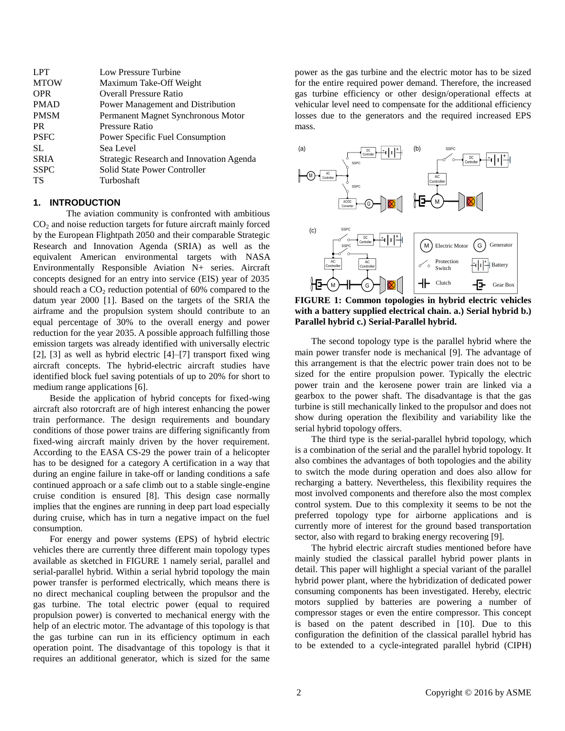| | |
|---|---|
| LPT | Low Pressure Turbine |
| MTOW | Maximum Take-Off Weight |
| OPR | Overall Pressure Ratio |
| PMAD | Power Management and Distribution |
| PMSM | Permanent Magnet Synchronous Motor |
| PR | Pressure Ratio |
| PSFC | Power Specific Fuel Consumption |
| SL | Sea Level |
| SRIA | Strategic Research and Innovation Agenda |
| SSPC | Solid State Power Controller |
| TS | Turboshaft |

## 1. INTRODUCTION

The aviation community is confronted with ambitious $CO_2$ and noise reduction targets for future aircraft mainly forced by the European Flightpath 2050 and their comparable Strategic Research and Innovation Agenda (SRIA) as well as the equivalent American environmental targets with NASA Environmentally Responsible Aviation N+ series. Aircraft concepts designed for an entry into service (EIS) year of 2035 should reach a $CO_2$ reduction potential of 60% compared to the datum year 2000 [1]. Based on the targets of the SRIA the airframe and the propulsion system should contribute to an equal percentage of 30% to the overall energy and power reduction for the year 2035. A possible approach fulfilling those emission targets was already identified with universally electric [2], [3] as well as hybrid electric [4]–[7] transport fixed wing aircraft concepts. The hybrid-electric aircraft studies have identified block fuel saving potentials of up to 20% for short to medium range applications [6].

Beside the application of hybrid concepts for fixed-wing aircraft also rotorcraft are of high interest enhancing the power train performance. The design requirements and boundary conditions of those power trains are differing significantly from fixed-wing aircraft mainly driven by the hover requirement. According to the EASA CS-29 the power train of a helicopter has to be designed for a category A certification in a way that during an engine failure in take-off or landing conditions a safe continued approach or a safe climb out to a stable single-engine cruise condition is ensured [8]. This design case normally implies that the engines are running in deep part load especially during cruise, which has in turn a negative impact on the fuel consumption.

For energy and power systems (EPS) of hybrid electric vehicles there are currently three different main topology types available as sketched in FIGURE 1 namely serial, parallel and serial-parallel hybrid. Within a serial hybrid topology the main power transfer is performed electrically, which means there is no direct mechanical coupling between the propulsor and the gas turbine. The total electric power (equal to required propulsion power) is converted to mechanical energy with the help of an electric motor. The advantage of this topology is that the gas turbine can run in its efficiency optimum in each operation point. The disadvantage of this topology is that it requires an additional generator, which is sized for the same power as the gas turbine and the electric motor has to be sized for the entire required power demand. Therefore, the increased gas turbine efficiency or other design/operational effects at vehicular level need to compensate for the additional efficiency losses due to the generators and the required increased EPS mass.

**FIGURE 1: Common topologies in hybrid electric vehicles with a battery supplied electrical chain. a.) Serial hybrid b.) Parallel hybrid c.) Serial-Parallel hybrid.**

The second topology type is the parallel hybrid where the main power transfer node is mechanical [9]. The advantage of this arrangement is that the electric power train does not to be sized for the entire propulsion power. Typically the electric power train and the kerosene power train are linked via a gearbox to the power shaft. The disadvantage is that the gas turbine is still mechanically linked to the propulsor and does not show during operation the flexibility and variability like the serial hybrid topology offers.

The third type is the serial-parallel hybrid topology, which is a combination of the serial and the parallel hybrid topology. It also combines the advantages of both topologies and the ability to switch the mode during operation and does also allow for recharging a battery. Nevertheless, this flexibility requires the most involved components and therefore also the most complex control system. Due to this complexity it seems to be not the preferred topology type for airborne applications and is currently more of interest for the ground based transportation sector, also with regard to braking energy recovering [9].

The hybrid electric aircraft studies mentioned before have mainly studied the classical parallel hybrid power plants in detail. This paper will highlight a special variant of the parallel hybrid power plant, where the hybridization of dedicated power consuming components has been investigated. Hereby, electric motors supplied by batteries are powering a number of compressor stages or even the entire compressor. This concept is based on the patent described in [10]. Due to this configuration the definition of the classical parallel hybrid has to be extended to a cycle-integrated parallel hybrid (CIPH)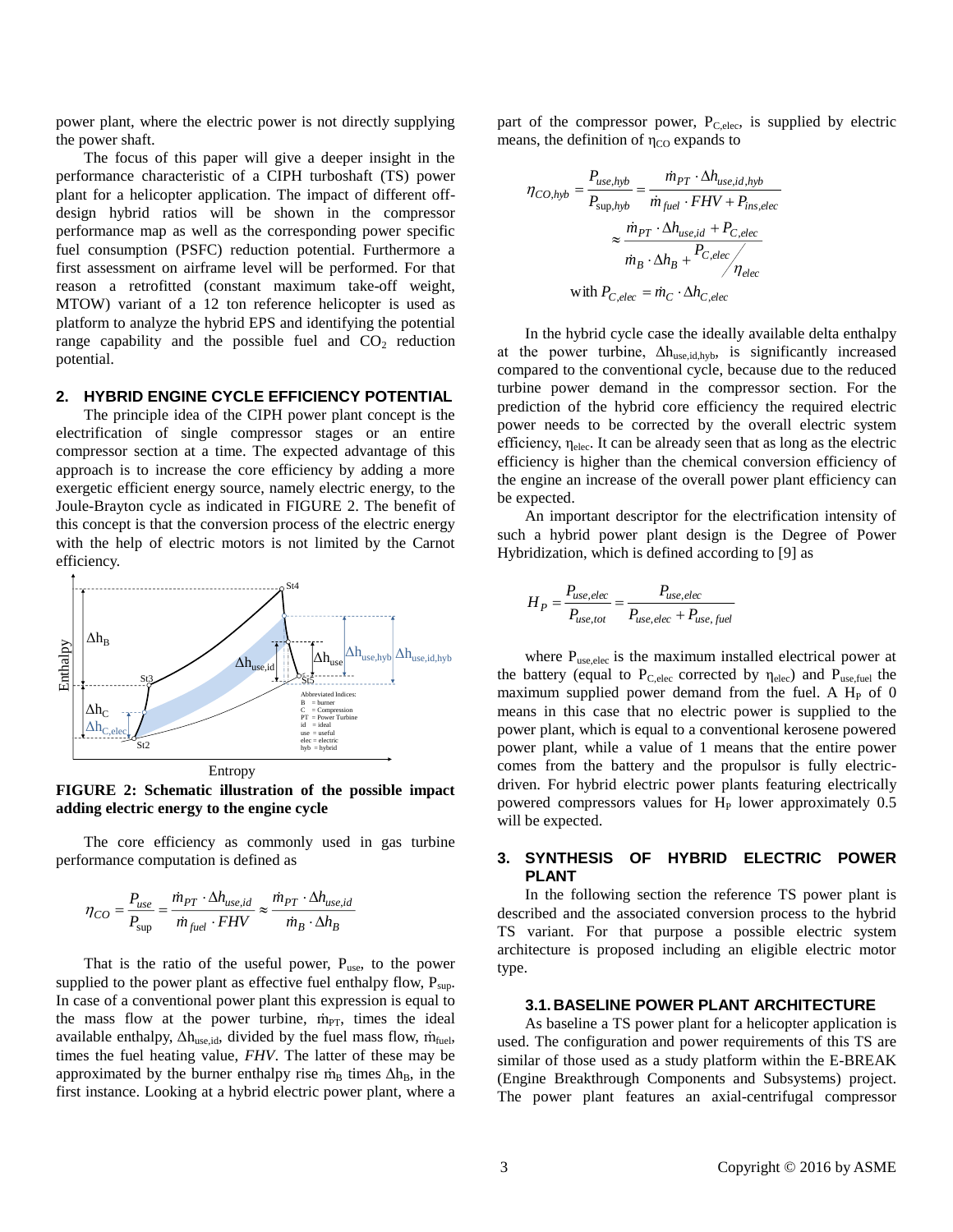power plant, where the electric power is not directly supplying the power shaft.

The focus of this paper will give a deeper insight in the performance characteristic of a CIPH turboshaft (TS) power plant for a helicopter application. The impact of different off-design hybrid ratios will be shown in the compressor performance map as well as the corresponding power specific fuel consumption (PSFC) reduction potential. Furthermore a first assessment on airframe level will be performed. For that reason a retrofitted (constant maximum take-off weight, MTOW) variant of a 12 ton reference helicopter is used as platform to analyze the hybrid EPS and identifying the potential range capability and the possible fuel and $CO_2$ reduction potential.

## 2. HYBRID ENGINE CYCLE EFFICIENCY POTENTIAL

The principle idea of the CIPH power plant concept is the electrification of single compressor stages or an entire compressor section at a time. The expected advantage of this approach is to increase the core efficiency by adding a more exergetic efficient energy source, namely electric energy, to the Joule-Brayton cycle as indicated in FIGURE 2. The benefit of this concept is that the conversion process of the electric energy with the help of electric motors is not limited by the Carnot efficiency.

**FIGURE 2: Schematic illustration of the possible impact adding electric energy to the engine cycle**

The core efficiency as commonly used in gas turbine performance computation is defined as

$$\eta_{CO} = \frac{P_{use}}{P_{\sup}} = \frac{\dot{m}_{PT} \cdot \Delta h_{use,id}}{\dot{m}_{fuel} \cdot FHV} \approx \frac{\dot{m}_{PT} \cdot \Delta h_{use,id}}{\dot{m}_B \cdot \Delta h_B}$$

That is the ratio of the useful power, $P_{use}$, to the power supplied to the power plant as effective fuel enthalpy flow, $P_{sup}$. In case of a conventional power plant this expression is equal to the mass flow at the power turbine, $\dot{m}_{PT}$, times the ideal available enthalpy, $\Delta h_{use,id}$, divided by the fuel mass flow, $\dot{m}_{fuel}$, times the fuel heating value, *FHV*. The latter of these may be approximated by the burner enthalpy rise $\dot{m}_B$ times $\Delta h_B$, in the first instance. Looking at a hybrid electric power plant, where a part of the compressor power, $P_{C,elec}$, is supplied by electric means, the definition of $\eta_{CO}$ expands to

$$\eta_{CO,hyb} = \frac{P_{use,hyb}}{P_{\sup,hyb}} = \frac{\dot{m}_{PT} \cdot \Delta h_{use,id,hyb}}{\dot{m}_{fuel} \cdot FHV + P_{ins,elec}}$$

$$\approx \frac{\dot{m}_{PT} \cdot \Delta h_{use,id} + P_{C,elec}}{\dot{m}_B \cdot \Delta h_B + {P_{C,elec}}/{\eta_{elec}}}$$

$$\text{with } P_{C,elec} = \dot{m}_C \cdot \Delta h_{C,elec}$$

In the hybrid cycle case the ideally available delta enthalpy at the power turbine, $\Delta h_{use,id,hyb}$, is significantly increased compared to the conventional cycle, because due to the reduced turbine power demand in the compressor section. For the prediction of the hybrid core efficiency the required electric power needs to be corrected by the overall electric system efficiency, $\eta_{elec}$. It can be already seen that as long as the electric efficiency is higher than the chemical conversion efficiency of the engine an increase of the overall power plant efficiency can be expected.

An important descriptor for the electrification intensity of such a hybrid power plant design is the Degree of Power Hybridization, which is defined according to [9] as

$$H_P = \frac{P_{use,elec}}{P_{use,tot}} = \frac{P_{use,elec}}{P_{use,elec} + P_{use,fuel}}$$

where $P_{use,elec}$ is the maximum installed electrical power at the battery (equal to $P_{C,elec}$ corrected by $\eta_{elec}$) and $P_{use,fuel}$ the maximum supplied power demand from the fuel. A $H_P$ of 0 means in this case that no electric power is supplied to the power plant, which is equal to a conventional kerosene powered power plant, while a value of 1 means that the entire power comes from the battery and the propulsor is fully electric-driven. For hybrid electric power plants featuring electrically powered compressors values for $H_P$ lower approximately 0.5 will be expected.

## 3. SYNTHESIS OF HYBRID ELECTRIC POWER PLANT

In the following section the reference TS power plant is described and the associated conversion process to the hybrid TS variant. For that purpose a possible electric system architecture is proposed including an eligible electric motor type.

### 3.1. BASELINE POWER PLANT ARCHITECTURE

As baseline a TS power plant for a helicopter application is used. The configuration and power requirements of this TS are similar of those used as a study platform within the E-BREAK (Engine Breakthrough Components and Subsystems) project. The power plant features an axial-centrifugal compressor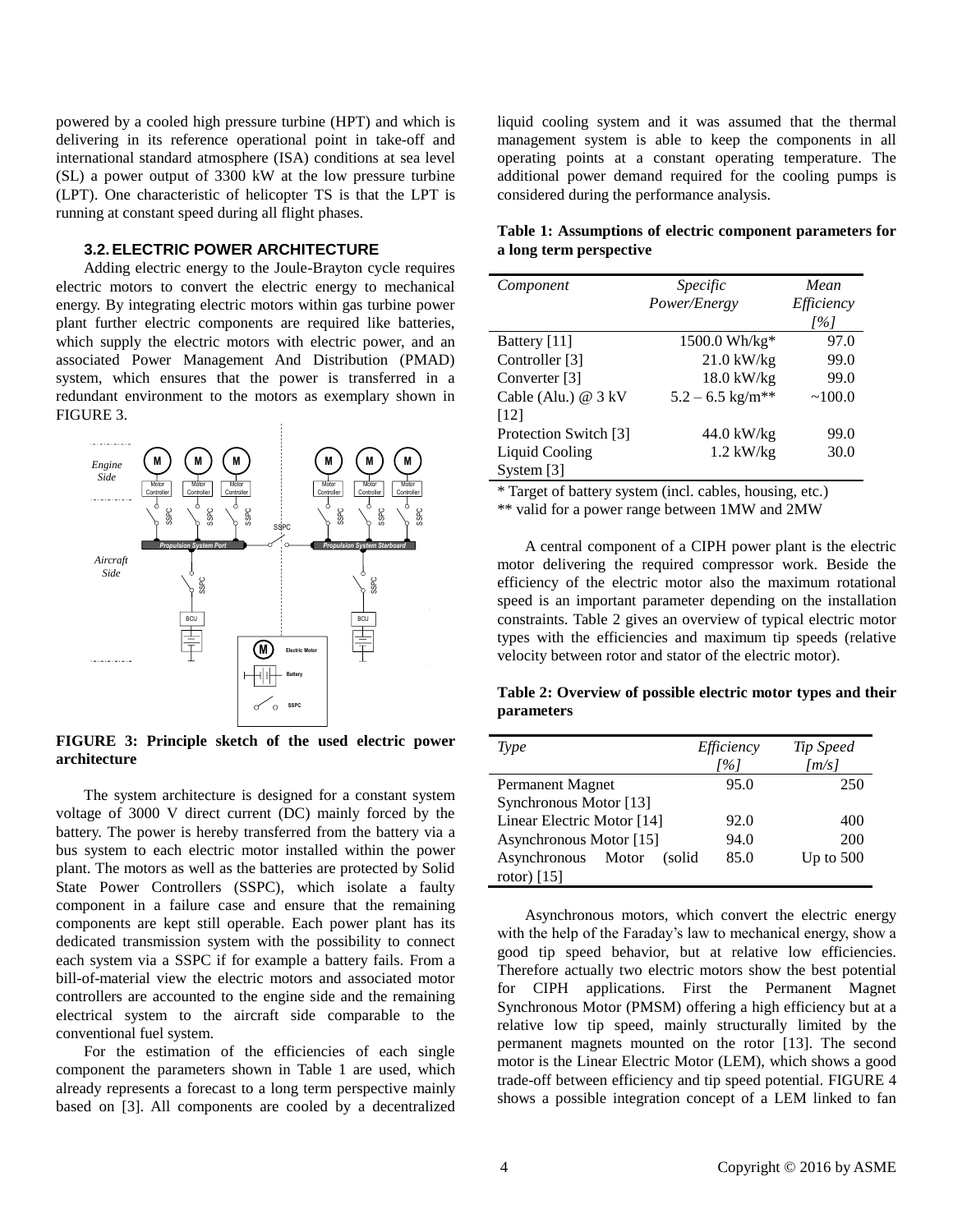powered by a cooled high pressure turbine (HPT) and which is delivering in its reference operational point in take-off and international standard atmosphere (ISA) conditions at sea level (SL) a power output of 3300 kW at the low pressure turbine (LPT). One characteristic of helicopter TS is that the LPT is running at constant speed during all flight phases.

### 3.2. ELECTRIC POWER ARCHITECTURE

Adding electric energy to the Joule-Brayton cycle requires electric motors to convert the electric energy to mechanical energy. By integrating electric motors within gas turbine power plant further electric components are required like batteries, which supply the electric motors with electric power, and an associated Power Management And Distribution (PMAD) system, which ensures that the power is transferred in a redundant environment to the motors as exemplary shown in FIGURE 3.

**FIGURE 3: Principle sketch of the used electric power architecture**

The system architecture is designed for a constant system voltage of 3000 V direct current (DC) mainly forced by the battery. The power is hereby transferred from the battery via a bus system to each electric motor installed within the power plant. The motors as well as the batteries are protected by Solid State Power Controllers (SSPC), which isolate a faulty component in a failure case and ensure that the remaining components are kept still operable. Each power plant has its dedicated transmission system with the possibility to connect each system via a SSPC if for example a battery fails. From a bill-of-material view the electric motors and associated motor controllers are accounted to the engine side and the remaining electrical system to the aircraft side comparable to the conventional fuel system.

For the estimation of the efficiencies of each single component the parameters shown in Table 1 are used, which already represents a forecast to a long term perspective mainly based on [3]. All components are cooled by a decentralized liquid cooling system and it was assumed that the thermal management system is able to keep the components in all operating points at a constant operating temperature. The additional power demand required for the cooling pumps is considered during the performance analysis.

**Table 1: Assumptions of electric component parameters for a long term perspective**

| *Component* | *Specific Power/Energy* | *Mean Efficiency [%]* |
|---|---|---|
| Battery [11] | 1500.0 Wh/kg* | 97.0 |
| Controller [3] | 21.0 kW/kg | 99.0 |
| Converter [3] | 18.0 kW/kg | 99.0 |
| Cable (Alu.) @ 3 kV [12] | 5.2 – 6.5 kg/m** | ~100.0 |
| Protection Switch [3] | 44.0 kW/kg | 99.0 |
| Liquid Cooling System [3] | 1.2 kW/kg | 30.0 |

\* Target of battery system (incl. cables, housing, etc.)
\** valid for a power range between 1MW and 2MW

A central component of a CIPH power plant is the electric motor delivering the required compressor work. Beside the efficiency of the electric motor also the maximum rotational speed is an important parameter depending on the installation constraints. Table 2 gives an overview of typical electric motor types with the efficiencies and maximum tip speeds (relative velocity between rotor and stator of the electric motor).

**Table 2: Overview of possible electric motor types and their parameters**

| *Type* | *Efficiency [%]* | *Tip Speed [m/s]* |
|---|---|---|
| Permanent Magnet Synchronous Motor [13] | 95.0 | 250 |
| Linear Electric Motor [14] | 92.0 | 400 |
| Asynchronous Motor [15] | 94.0 | 200 |
| Asynchronous Motor (solid rotor) [15] | 85.0 | Up to 500 |

Asynchronous motors, which convert the electric energy with the help of the Faraday's law to mechanical energy, show a good tip speed behavior, but at relative low efficiencies. Therefore actually two electric motors show the best potential for CIPH applications. First the Permanent Magnet Synchronous Motor (PMSM) offering a high efficiency but at a relative low tip speed, mainly structurally limited by the permanent magnets mounted on the rotor [13]. The second motor is the Linear Electric Motor (LEM), which shows a good trade-off between efficiency and tip speed potential. FIGURE 4 shows a possible integration concept of a LEM linked to fan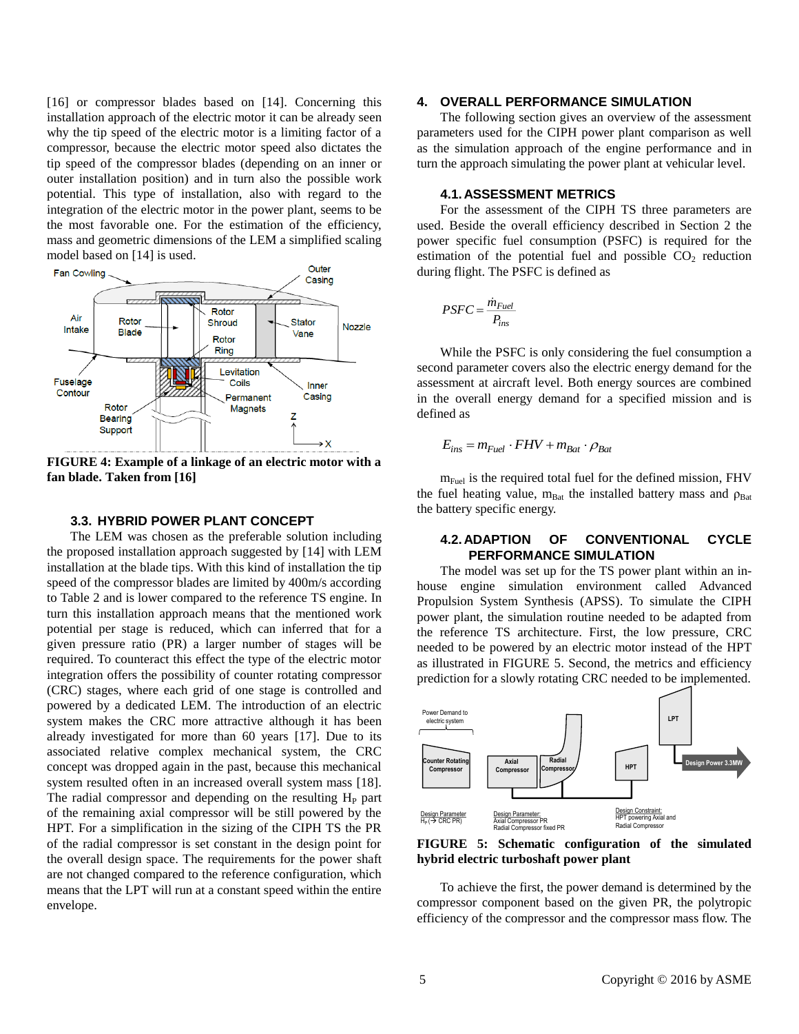[16] or compressor blades based on [14]. Concerning this installation approach of the electric motor it can be already seen why the tip speed of the electric motor is a limiting factor of a compressor, because the electric motor speed also dictates the tip speed of the compressor blades (depending on an inner or outer installation position) and in turn also the possible work potential. This type of installation, also with regard to the integration of the electric motor in the power plant, seems to be the most favorable one. For the estimation of the efficiency, mass and geometric dimensions of the LEM a simplified scaling model based on [14] is used.

**FIGURE 4: Example of a linkage of an electric motor with a fan blade. Taken from [16]**

### 3.3. HYBRID POWER PLANT CONCEPT

The LEM was chosen as the preferable solution including the proposed installation approach suggested by [14] with LEM installation at the blade tips. With this kind of installation the tip speed of the compressor blades are limited by 400m/s according to Table 2 and is lower compared to the reference TS engine. In turn this installation approach means that the mentioned work potential per stage is reduced, which can inferred that for a given pressure ratio (PR) a larger number of stages will be required. To counteract this effect the type of the electric motor integration offers the possibility of counter rotating compressor (CRC) stages, where each grid of one stage is controlled and powered by a dedicated LEM. The introduction of an electric system makes the CRC more attractive although it has been already investigated for more than 60 years [17]. Due to its associated relative complex mechanical system, the CRC concept was dropped again in the past, because this mechanical system resulted often in an increased overall system mass [18]. The radial compressor and depending on the resulting $H_P$ part of the remaining axial compressor will be still powered by the HPT. For a simplification in the sizing of the CIPH TS the PR of the radial compressor is set constant in the design point for the overall design space. The requirements for the power shaft are not changed compared to the reference configuration, which means that the LPT will run at a constant speed within the entire envelope.

## 4. OVERALL PERFORMANCE SIMULATION

The following section gives an overview of the assessment parameters used for the CIPH power plant comparison as well as the simulation approach of the engine performance and in turn the approach simulating the power plant at vehicular level.

### 4.1. ASSESSMENT METRICS

For the assessment of the CIPH TS three parameters are used. Beside the overall efficiency described in Section 2 the power specific fuel consumption (PSFC) is required for the estimation of the potential fuel and possible $CO_2$ reduction during flight. The PSFC is defined as

$$PSFC = \frac{\dot{m}_{Fuel}}{P_{ins}}$$

While the PSFC is only considering the fuel consumption a second parameter covers also the electric energy demand for the assessment at aircraft level. Both energy sources are combined in the overall energy demand for a specified mission and is defined as

$$E_{ins} = m_{Fuel} \cdot FHV + m_{Bat} \cdot \rho_{Bat}$$

$m_{Fuel}$ is the required total fuel for the defined mission, FHV the fuel heating value, $m_{Bat}$ the installed battery mass and $\rho_{Bat}$ the battery specific energy.

### 4.2. ADAPTION OF CONVENTIONAL CYCLE PERFORMANCE SIMULATION

The model was set up for the TS power plant within an in-house engine simulation environment called Advanced Propulsion System Synthesis (APSS). To simulate the CIPH power plant, the simulation routine needed to be adapted from the reference TS architecture. First, the low pressure, CRC needed to be powered by an electric motor instead of the HPT as illustrated in FIGURE 5. Second, the metrics and efficiency prediction for a slowly rotating CRC needed to be implemented.

**FIGURE 5: Schematic configuration of the simulated hybrid electric turboshaft power plant**

To achieve the first, the power demand is determined by the compressor component based on the given PR, the polytropic efficiency of the compressor and the compressor mass flow. The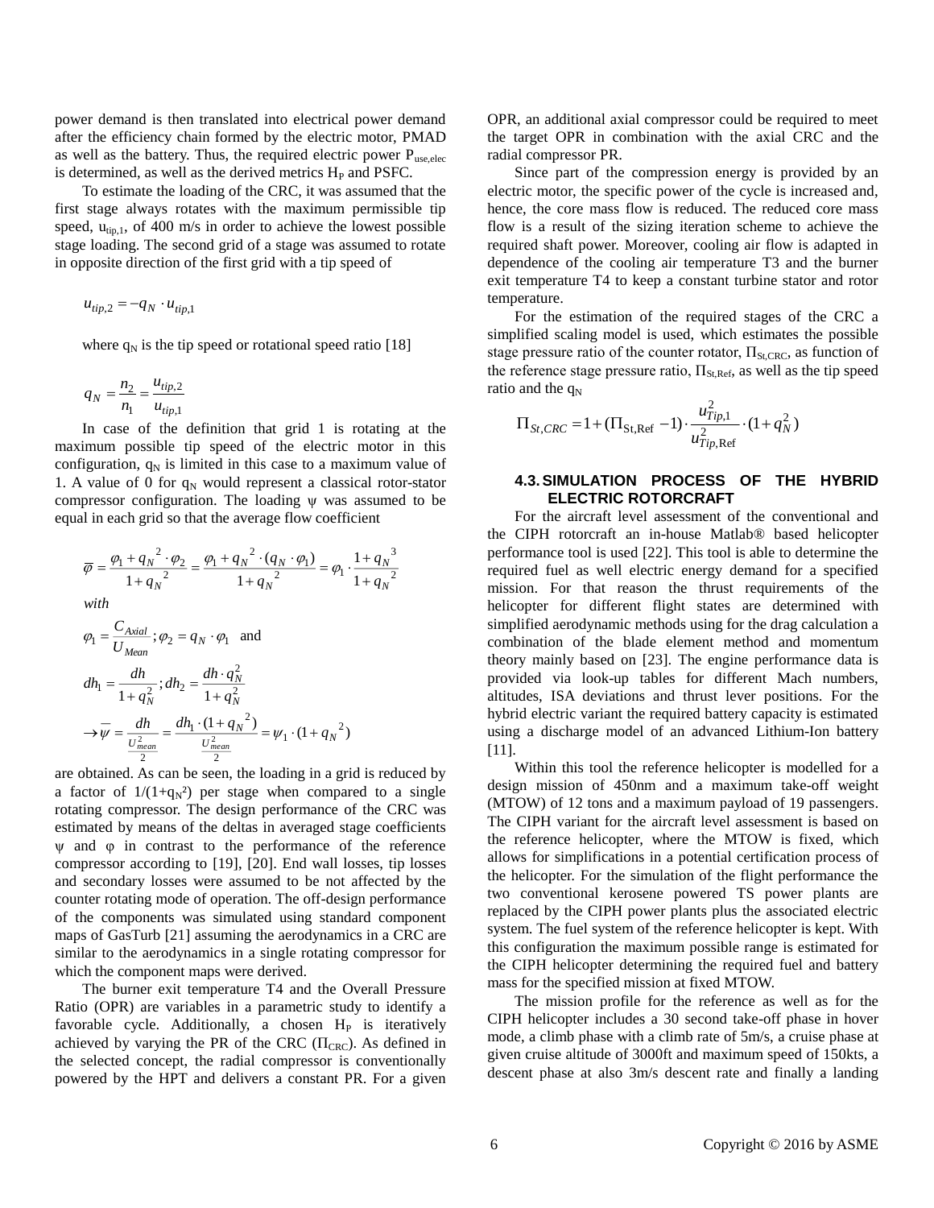power demand is then translated into electrical power demand after the efficiency chain formed by the electric motor, PMAD as well as the battery. Thus, the required electric power $P_{use,elec}$ is determined, as well as the derived metrics $H_P$ and PSFC.

To estimate the loading of the CRC, it was assumed that the first stage always rotates with the maximum permissible tip speed, $u_{tip,1}$, of 400 m/s in order to achieve the lowest possible stage loading. The second grid of a stage was assumed to rotate in opposite direction of the first grid with a tip speed of

$$u_{tip,2} = -q_N \cdot u_{tip,1}$$

where $q_N$ is the tip speed or rotational speed ratio [18]

$$q_N = \frac{n_2}{n_1} = \frac{u_{tip,2}}{u_{tip,1}}$$

In case of the definition that grid 1 is rotating at the maximum possible tip speed of the electric motor in this configuration, $q_N$ is limited in this case to a maximum value of 1. A value of 0 for $q_N$ would represent a classical rotor-stator compressor configuration. The loading $\psi$ was assumed to be equal in each grid so that the average flow coefficient

$$\overline{\varphi} = \frac{\varphi_1 + q_N{}^2 \cdot \varphi_2}{1 + q_N{}^2} = \frac{\varphi_1 + q_N{}^2 \cdot (q_N \cdot \varphi_1)}{1 + q_N{}^2} = \varphi_1 \cdot \frac{1 + q_N{}^3}{1 + q_N{}^2}$$

*with*

$$\varphi_1 = \frac{C_{Axial}}{U_{Mean}}; \varphi_2 = q_N \cdot \varphi_1 \quad \text{and}$$

$$dh_1 = \frac{dh}{1 + q_N^2}; dh_2 = \frac{dh \cdot q_N^2}{1 + q_N^2}$$

$$\rightarrow \overline{\psi} = \frac{dh}{\frac{U_{mean}^2}{2}} = \frac{dh_1 \cdot (1 + q_N{}^2)}{\frac{U_{mean}^2}{2}} = \psi_1 \cdot (1 + q_N{}^2)$$

are obtained. As can be seen, the loading in a grid is reduced by a factor of $1/(1+q_N^2)$ per stage when compared to a single rotating compressor. The design performance of the CRC was estimated by means of the deltas in averaged stage coefficients $\psi$ and $\varphi$ in contrast to the performance of the reference compressor according to [19], [20]. End wall losses, tip losses and secondary losses were assumed to be not affected by the counter rotating mode of operation. The off-design performance of the components was simulated using standard component maps of GasTurb [21] assuming the aerodynamics in a CRC are similar to the aerodynamics in a single rotating compressor for which the component maps were derived.

The burner exit temperature T4 and the Overall Pressure Ratio (OPR) are variables in a parametric study to identify a favorable cycle. Additionally, a chosen $H_P$ is iteratively achieved by varying the PR of the CRC ($\Pi_{CRC}$). As defined in the selected concept, the radial compressor is conventionally powered by the HPT and delivers a constant PR. For a given OPR, an additional axial compressor could be required to meet the target OPR in combination with the axial CRC and the radial compressor PR.

Since part of the compression energy is provided by an electric motor, the specific power of the cycle is increased and, hence, the core mass flow is reduced. The reduced core mass flow is a result of the sizing iteration scheme to achieve the required shaft power. Moreover, cooling air flow is adapted in dependence of the cooling air temperature T3 and the burner exit temperature T4 to keep a constant turbine stator and rotor temperature.

For the estimation of the required stages of the CRC a simplified scaling model is used, which estimates the possible stage pressure ratio of the counter rotator, $\Pi_{St,CRC}$, as function of the reference stage pressure ratio, $\Pi_{St,Ref}$, as well as the tip speed ratio and the $q_N$

$$\Pi_{St,CRC} = 1 + (\Pi_{\mathrm{St,Ref}} - 1) \cdot \frac{u_{Tip,1}^2}{u_{Tip,\mathrm{Ref}}^2} \cdot (1 + q_N^2)$$

### 4.3. SIMULATION PROCESS OF THE HYBRID ELECTRIC ROTORCRAFT

For the aircraft level assessment of the conventional and the CIPH rotorcraft an in-house Matlab® based helicopter performance tool is used [22]. This tool is able to determine the required fuel as well electric energy demand for a specified mission. For that reason the thrust requirements of the helicopter for different flight states are determined with simplified aerodynamic methods using for the drag calculation a combination of the blade element method and momentum theory mainly based on [23]. The engine performance data is provided via look-up tables for different Mach numbers, altitudes, ISA deviations and thrust lever positions. For the hybrid electric variant the required battery capacity is estimated using a discharge model of an advanced Lithium-Ion battery [11].

Within this tool the reference helicopter is modelled for a design mission of 450nm and a maximum take-off weight (MTOW) of 12 tons and a maximum payload of 19 passengers. The CIPH variant for the aircraft level assessment is based on the reference helicopter, where the MTOW is fixed, which allows for simplifications in a potential certification process of the helicopter. For the simulation of the flight performance the two conventional kerosene powered TS power plants are replaced by the CIPH power plants plus the associated electric system. The fuel system of the reference helicopter is kept. With this configuration the maximum possible range is estimated for the CIPH helicopter determining the required fuel and battery mass for the specified mission at fixed MTOW.

The mission profile for the reference as well as for the CIPH helicopter includes a 30 second take-off phase in hover mode, a climb phase with a climb rate of 5m/s, a cruise phase at given cruise altitude of 3000ft and maximum speed of 150kts, a descent phase at also 3m/s descent rate and finally a landing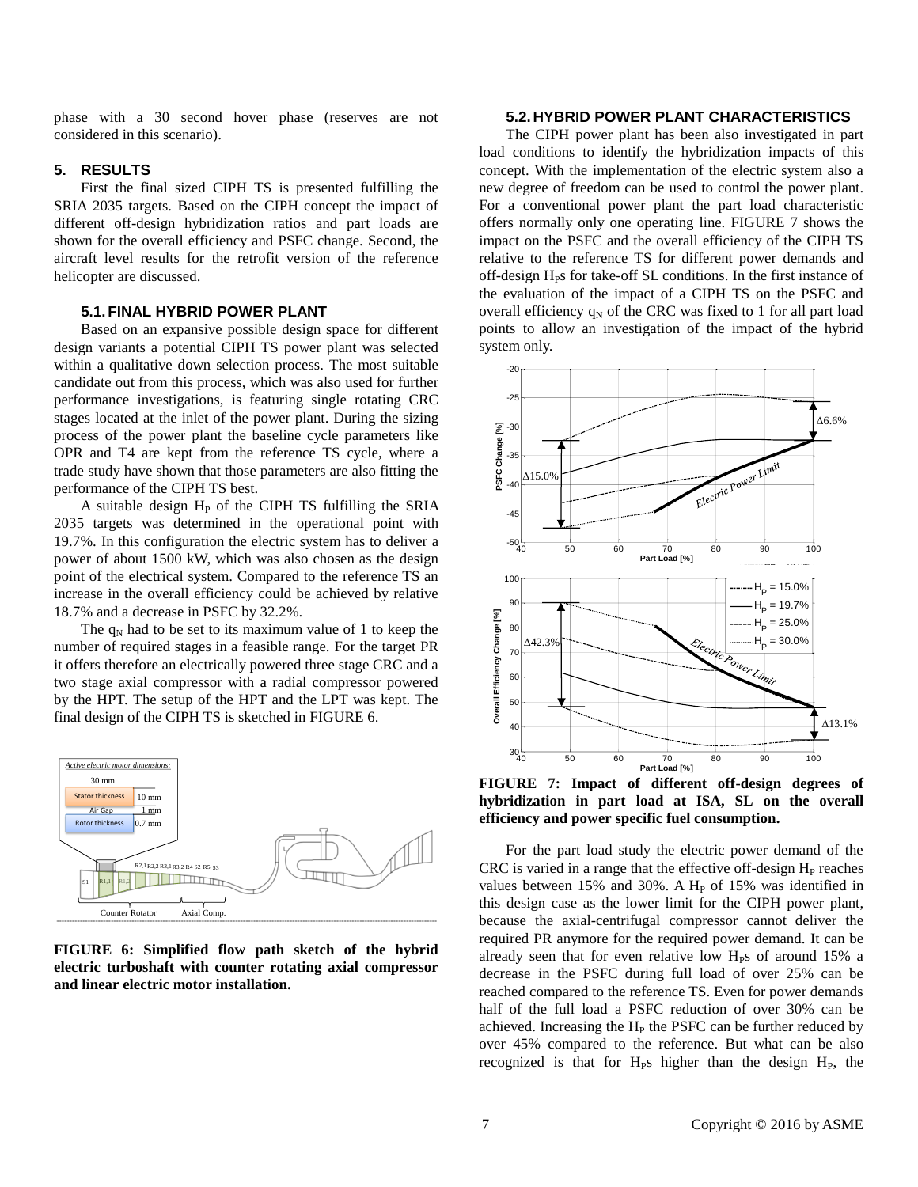phase with a 30 second hover phase (reserves are not considered in this scenario).

## 5. RESULTS

First the final sized CIPH TS is presented fulfilling the SRIA 2035 targets. Based on the CIPH concept the impact of different off-design hybridization ratios and part loads are shown for the overall efficiency and PSFC change. Second, the aircraft level results for the retrofit version of the reference helicopter are discussed.

### 5.1. FINAL HYBRID POWER PLANT

Based on an expansive possible design space for different design variants a potential CIPH TS power plant was selected within a qualitative down selection process. The most suitable candidate out from this process, which was also used for further performance investigations, is featuring single rotating CRC stages located at the inlet of the power plant. During the sizing process of the power plant the baseline cycle parameters like OPR and T4 are kept from the reference TS cycle, where a trade study have shown that those parameters are also fitting the performance of the CIPH TS best.

A suitable design $H_P$ of the CIPH TS fulfilling the SRIA 2035 targets was determined in the operational point with 19.7%. In this configuration the electric system has to deliver a power of about 1500 kW, which was also chosen as the design point of the electrical system. Compared to the reference TS an increase in the overall efficiency could be achieved by relative 18.7% and a decrease in PSFC by 32.2%.

The $q_N$ had to be set to its maximum value of 1 to keep the number of required stages in a feasible range. For the target PR it offers therefore an electrically powered three stage CRC and a two stage axial compressor with a radial compressor powered by the HPT. The setup of the HPT and the LPT was kept. The final design of the CIPH TS is sketched in FIGURE 6.

**FIGURE 6: Simplified flow path sketch of the hybrid electric turboshaft with counter rotating axial compressor and linear electric motor installation.**

### 5.2. HYBRID POWER PLANT CHARACTERISTICS

The CIPH power plant has been also investigated in part load conditions to identify the hybridization impacts of this concept. With the implementation of the electric system also a new degree of freedom can be used to control the power plant. For a conventional power plant the part load characteristic offers normally only one operating line. FIGURE 7 shows the impact on the PSFC and the overall efficiency of the CIPH TS relative to the reference TS for different power demands and off-design $H_P$s for take-off SL conditions. In the first instance of the evaluation of the impact of a CIPH TS on the PSFC and overall efficiency $q_N$ of the CRC was fixed to 1 for all part load points to allow an investigation of the impact of the hybrid system only.

**FIGURE 7: Impact of different off-design degrees of hybridization in part load at ISA, SL on the overall efficiency and power specific fuel consumption.**

For the part load study the electric power demand of the CRC is varied in a range that the effective off-design $H_P$ reaches values between 15% and 30%. A $H_P$ of 15% was identified in this design case as the lower limit for the CIPH power plant, because the axial-centrifugal compressor cannot deliver the required PR anymore for the required power demand. It can be already seen that for even relative low $H_P$s of around 15% a decrease in the PSFC during full load of over 25% can be reached compared to the reference TS. Even for power demands half of the full load a PSFC reduction of over 30% can be achieved. Increasing the $H_P$ the PSFC can be further reduced by over 45% compared to the reference. But what can be also recognized is that for $H_P$s higher than the design $H_P$, the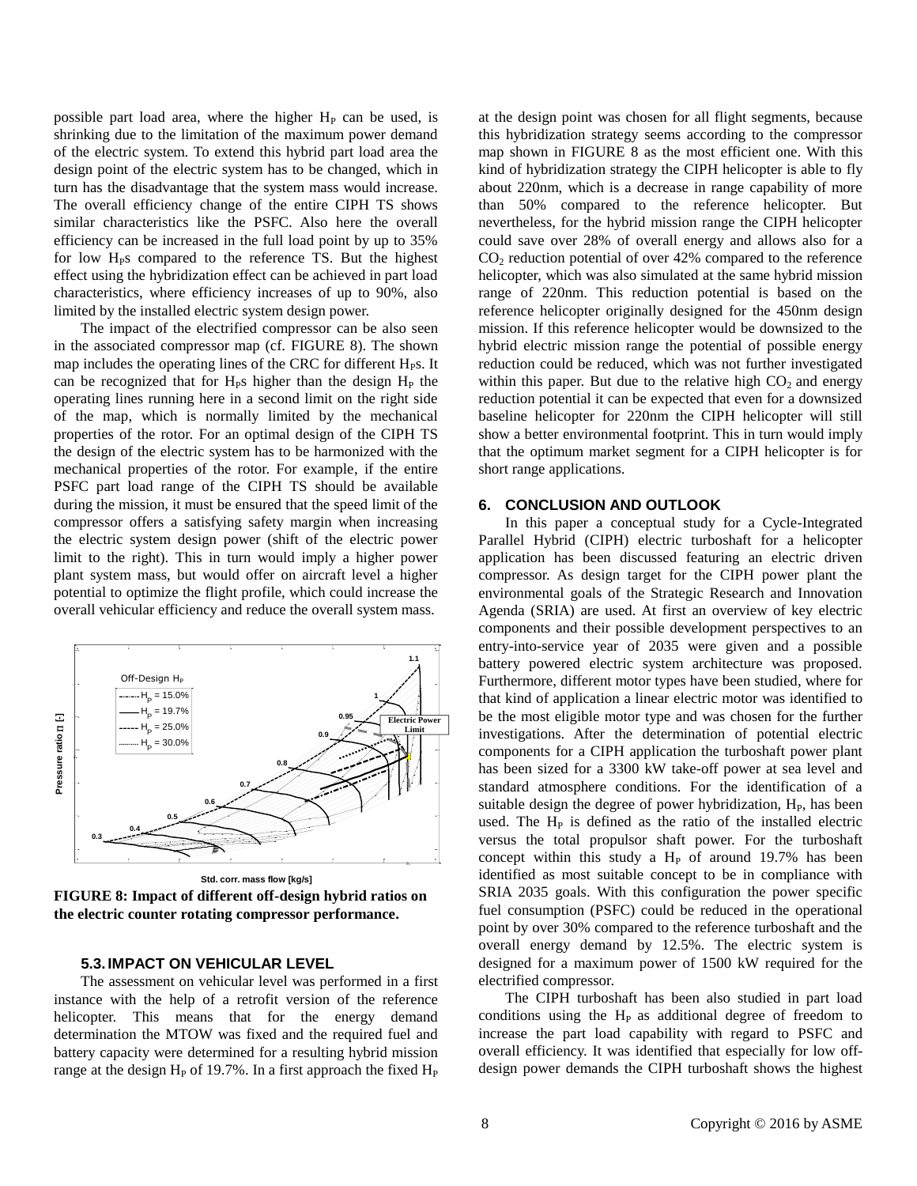possible part load area, where the higher $H_P$ can be used, is shrinking due to the limitation of the maximum power demand of the electric system. To extend this hybrid part load area the design point of the electric system has to be changed, which in turn has the disadvantage that the system mass would increase. The overall efficiency change of the entire CIPH TS shows similar characteristics like the PSFC. Also here the overall efficiency can be increased in the full load point by up to 35% for low $H_P$s compared to the reference TS. But the highest effect using the hybridization effect can be achieved in part load characteristics, where efficiency increases of up to 90%, also limited by the installed electric system design power.

The impact of the electrified compressor can be also seen in the associated compressor map (cf. FIGURE 8). The shown map includes the operating lines of the CRC for different $H_P$s. It can be recognized that for $H_P$s higher than the design $H_P$ the operating lines running here in a second limit on the right side of the map, which is normally limited by the mechanical properties of the rotor. For an optimal design of the CIPH TS the design of the electric system has to be harmonized with the mechanical properties of the rotor. For example, if the entire PSFC part load range of the CIPH TS should be available during the mission, it must be ensured that the speed limit of the compressor offers a satisfying safety margin when increasing the electric system design power (shift of the electric power limit to the right). This in turn would imply a higher power plant system mass, but would offer on aircraft level a higher potential to optimize the flight profile, which could increase the overall vehicular efficiency and reduce the overall system mass.

**FIGURE 8: Impact of different off-design hybrid ratios on the electric counter rotating compressor performance.**

### 5.3. IMPACT ON VEHICULAR LEVEL

The assessment on vehicular level was performed in a first instance with the help of a retrofit version of the reference helicopter. This means that for the energy demand determination the MTOW was fixed and the required fuel and battery capacity were determined for a resulting hybrid mission range at the design $H_P$ of 19.7%. In a first approach the fixed $H_P$ at the design point was chosen for all flight segments, because this hybridization strategy seems according to the compressor map shown in FIGURE 8 as the most efficient one. With this kind of hybridization strategy the CIPH helicopter is able to fly about 220nm, which is a decrease in range capability of more than 50% compared to the reference helicopter. But nevertheless, for the hybrid mission range the CIPH helicopter could save over 28% of overall energy and allows also for a $CO_2$ reduction potential of over 42% compared to the reference helicopter, which was also simulated at the same hybrid mission range of 220nm. This reduction potential is based on the reference helicopter originally designed for the 450nm design mission. If this reference helicopter would be downsized to the hybrid electric mission range the potential of possible energy reduction could be reduced, which was not further investigated within this paper. But due to the relative high $CO_2$ and energy reduction potential it can be expected that even for a downsized baseline helicopter for 220nm the CIPH helicopter will still show a better environmental footprint. This in turn would imply that the optimum market segment for a CIPH helicopter is for short range applications.

## 6. CONCLUSION AND OUTLOOK

In this paper a conceptual study for a Cycle-Integrated Parallel Hybrid (CIPH) electric turboshaft for a helicopter application has been discussed featuring an electric driven compressor. As design target for the CIPH power plant the environmental goals of the Strategic Research and Innovation Agenda (SRIA) are used. At first an overview of key electric components and their possible development perspectives to an entry-into-service year of 2035 were given and a possible battery powered electric system architecture was proposed. Furthermore, different motor types have been studied, where for that kind of application a linear electric motor was identified to be the most eligible motor type and was chosen for the further investigations. After the determination of potential electric components for a CIPH application the turboshaft power plant has been sized for a 3300 kW take-off power at sea level and standard atmosphere conditions. For the identification of a suitable design the degree of power hybridization, $H_P$, has been used. The $H_P$ is defined as the ratio of the installed electric versus the total propulsor shaft power. For the turboshaft concept within this study a $H_P$ of around 19.7% has been identified as most suitable concept to be in compliance with SRIA 2035 goals. With this configuration the power specific fuel consumption (PSFC) could be reduced in the operational point by over 30% compared to the reference turboshaft and the overall energy demand by 12.5%. The electric system is designed for a maximum power of 1500 kW required for the electrified compressor.

The CIPH turboshaft has been also studied in part load conditions using the $H_P$ as additional degree of freedom to increase the part load capability with regard to PSFC and overall efficiency. It was identified that especially for low off-design power demands the CIPH turboshaft shows the highest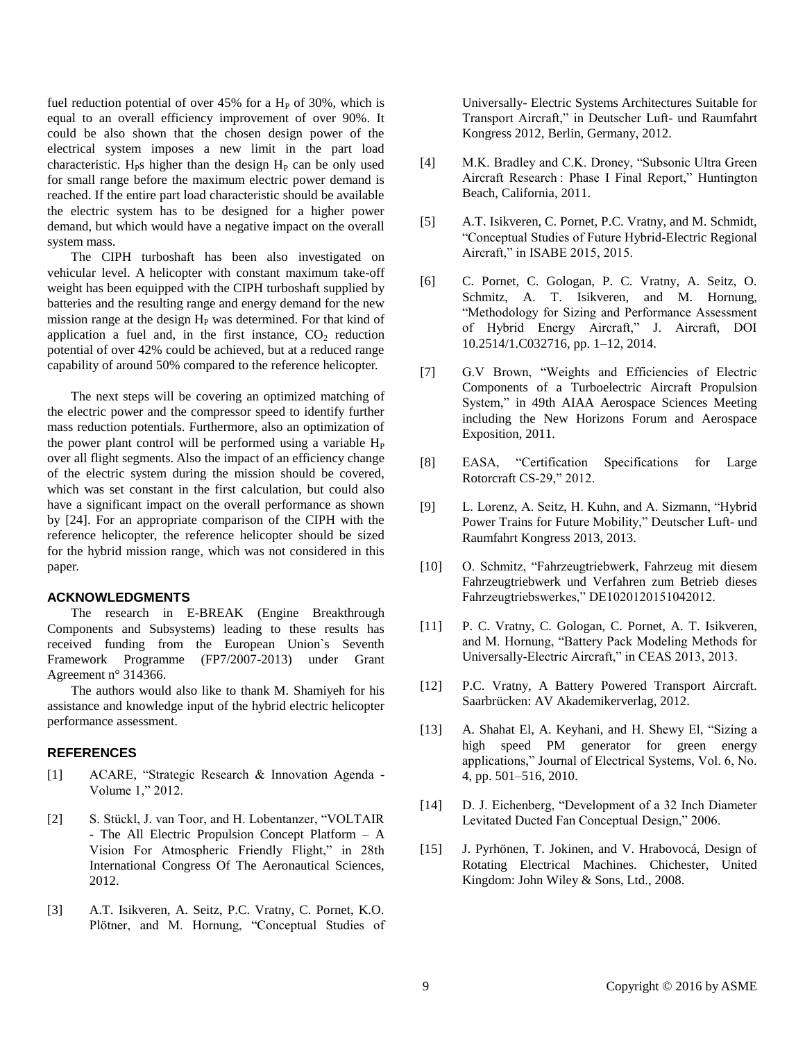fuel reduction potential of over 45% for a $H_P$ of 30%, which is equal to an overall efficiency improvement of over 90%. It could be also shown that the chosen design power of the electrical system imposes a new limit in the part load characteristic. $H_P$s higher than the design $H_P$ can be only used for small range before the maximum electric power demand is reached. If the entire part load characteristic should be available the electric system has to be designed for a higher power demand, but which would have a negative impact on the overall system mass.

The CIPH turboshaft has been also investigated on vehicular level. A helicopter with constant maximum take-off weight has been equipped with the CIPH turboshaft supplied by batteries and the resulting range and energy demand for the new mission range at the design $H_P$ was determined. For that kind of application a fuel and, in the first instance, $CO_2$ reduction potential of over 42% could be achieved, but at a reduced range capability of around 50% compared to the reference helicopter.

The next steps will be covering an optimized matching of the electric power and the compressor speed to identify further mass reduction potentials. Furthermore, also an optimization of the power plant control will be performed using a variable $H_P$ over all flight segments. Also the impact of an efficiency change of the electric system during the mission should be covered, which was set constant in the first calculation, but could also have a significant impact on the overall performance as shown by [24]. For an appropriate comparison of the CIPH with the reference helicopter, the reference helicopter should be sized for the hybrid mission range, which was not considered in this paper.

## ACKNOWLEDGMENTS

The research in E-BREAK (Engine Breakthrough Components and Subsystems) leading to these results has received funding from the European Union`s Seventh Framework Programme (FP7/2007-2013) under Grant Agreement n° 314366.

The authors would also like to thank M. Shamiyeh for his assistance and knowledge input of the hybrid electric helicopter performance assessment.

## REFERENCES

[1] ACARE, "Strategic Research & Innovation Agenda - Volume 1," 2012.

[2] S. Stückl, J. van Toor, and H. Lobentanzer, "VOLTAIR - The All Electric Propulsion Concept Platform – A Vision For Atmospheric Friendly Flight," in 28th International Congress Of The Aeronautical Sciences, 2012.

[3] A.T. Isikveren, A. Seitz, P.C. Vratny, C. Pornet, K.O. Plötner, and M. Hornung, "Conceptual Studies of Universally- Electric Systems Architectures Suitable for Transport Aircraft," in Deutscher Luft- und Raumfahrt Kongress 2012, Berlin, Germany, 2012.

[4] M.K. Bradley and C.K. Droney, "Subsonic Ultra Green Aircraft Research : Phase I Final Report," Huntington Beach, California, 2011.

[5] A.T. Isikveren, C. Pornet, P.C. Vratny, and M. Schmidt, "Conceptual Studies of Future Hybrid-Electric Regional Aircraft," in ISABE 2015, 2015.

[6] C. Pornet, C. Gologan, P. C. Vratny, A. Seitz, O. Schmitz, A. T. Isikveren, and M. Hornung, "Methodology for Sizing and Performance Assessment of Hybrid Energy Aircraft," J. Aircraft, DOI 10.2514/1.C032716, pp. 1–12, 2014.

[7] G.V Brown, "Weights and Efficiencies of Electric Components of a Turboelectric Aircraft Propulsion System," in 49th AIAA Aerospace Sciences Meeting including the New Horizons Forum and Aerospace Exposition, 2011.

[8] EASA, "Certification Specifications for Large Rotorcraft CS-29," 2012.

[9] L. Lorenz, A. Seitz, H. Kuhn, and A. Sizmann, "Hybrid Power Trains for Future Mobility," Deutscher Luft- und Raumfahrt Kongress 2013, 2013.

[10] O. Schmitz, "Fahrzeugtriebwerk, Fahrzeug mit diesem Fahrzeugtriebwerk und Verfahren zum Betrieb dieses Fahrzeugtriebswerkes," DE1020120151042012.

[11] P. C. Vratny, C. Gologan, C. Pornet, A. T. Isikveren, and M. Hornung, "Battery Pack Modeling Methods for Universally-Electric Aircraft," in CEAS 2013, 2013.

[12] P.C. Vratny, A Battery Powered Transport Aircraft. Saarbrücken: AV Akademikerverlag, 2012.

[13] A. Shahat El, A. Keyhani, and H. Shewy El, "Sizing a high speed PM generator for green energy applications," Journal of Electrical Systems, Vol. 6, No. 4, pp. 501–516, 2010.

[14] D. J. Eichenberg, "Development of a 32 Inch Diameter Levitated Ducted Fan Conceptual Design," 2006.

[15] J. Pyrhönen, T. Jokinen, and V. Hrabovocá, Design of Rotating Electrical Machines. Chichester, United Kingdom: John Wiley & Sons, Ltd., 2008.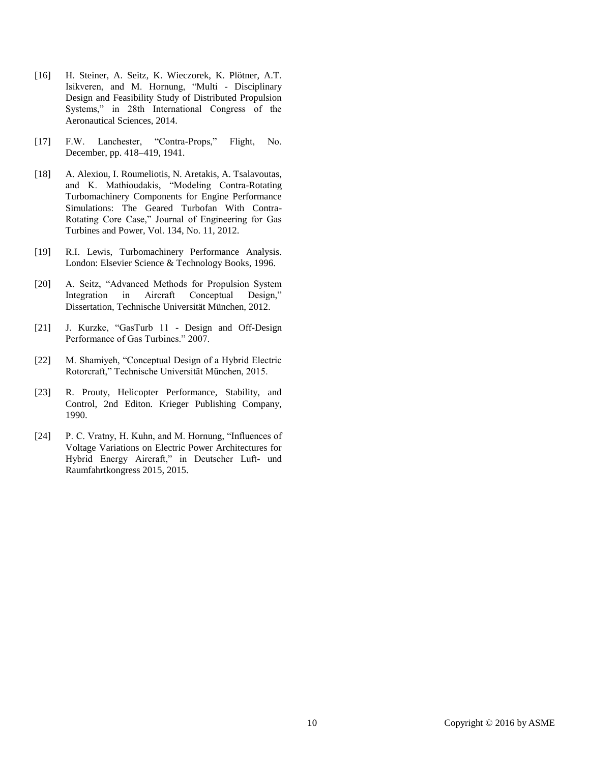[16] H. Steiner, A. Seitz, K. Wieczorek, K. Plötner, A.T. Isikveren, and M. Hornung, "Multi - Disciplinary Design and Feasibility Study of Distributed Propulsion Systems," in 28th International Congress of the Aeronautical Sciences, 2014.

[17] F.W. Lanchester, "Contra-Props," Flight, No. December, pp. 418–419, 1941.

[18] A. Alexiou, I. Roumeliotis, N. Aretakis, A. Tsalavoutas, and K. Mathioudakis, "Modeling Contra-Rotating Turbomachinery Components for Engine Performance Simulations: The Geared Turbofan With Contra-Rotating Core Case," Journal of Engineering for Gas Turbines and Power, Vol. 134, No. 11, 2012.

[19] R.I. Lewis, Turbomachinery Performance Analysis. London: Elsevier Science & Technology Books, 1996.

[20] A. Seitz, "Advanced Methods for Propulsion System Integration in Aircraft Conceptual Design," Dissertation, Technische Universität München, 2012.

[21] J. Kurzke, "GasTurb 11 - Design and Off-Design Performance of Gas Turbines." 2007.

[22] M. Shamiyeh, "Conceptual Design of a Hybrid Electric Rotorcraft," Technische Universität München, 2015.

[23] R. Prouty, Helicopter Performance, Stability, and Control, 2nd Editon. Krieger Publishing Company, 1990.

[24] P. C. Vratny, H. Kuhn, and M. Hornung, "Influences of Voltage Variations on Electric Power Architectures for Hybrid Energy Aircraft," in Deutscher Luft- und Raumfahrtkongress 2015, 2015.